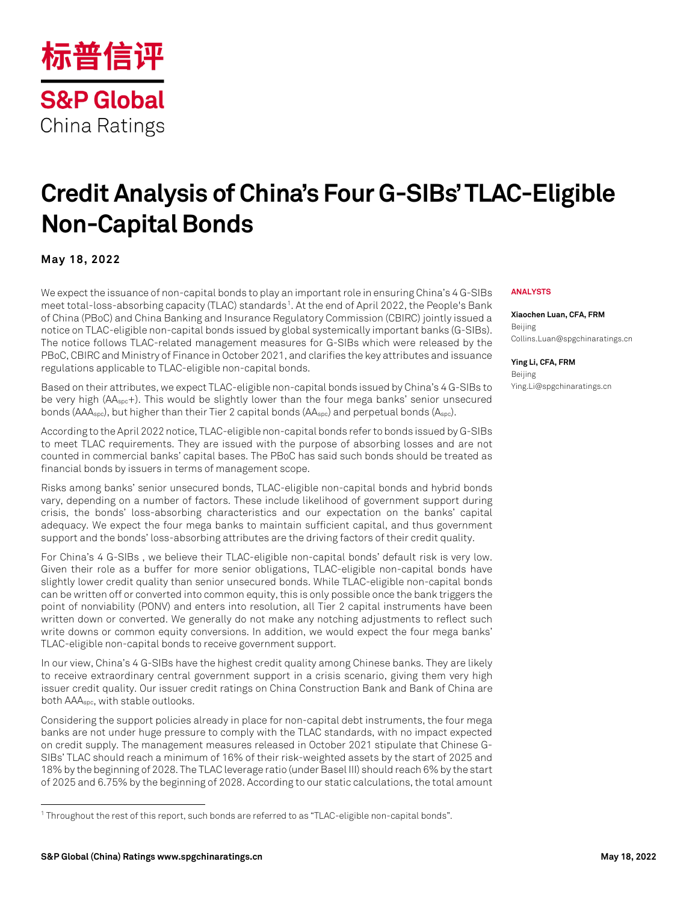标普信评

S&P Global
China Ratings

# Credit Analysis of China's Four G-SIBs' TLAC-Eligible Non-Capital Bonds

**May 18, 2022**

**ANALYSTS**

**Xiaochen Luan, CFA, FRM**
Beijing
Collins.Luan@spgchinaratings.cn

**Ying Li, CFA, FRM**
Beijing
Ying.Li@spgchinaratings.cn

We expect the issuance of non-capital bonds to play an important role in ensuring China's 4 G-SIBs meet total-loss-absorbing capacity (TLAC) standards[1]. At the end of April 2022, the People's Bank of China (PBoC) and China Banking and Insurance Regulatory Commission (CBIRC) jointly issued a notice on TLAC-eligible non-capital bonds issued by global systemically important banks (G-SIBs). The notice follows TLAC-related management measures for G-SIBs which were released by the PBoC, CBIRC and Ministry of Finance in October 2021, and clarifies the key attributes and issuance regulations applicable to TLAC-eligible non-capital bonds.

Based on their attributes, we expect TLAC-eligible non-capital bonds issued by China's 4 G-SIBs to be very high ($AA_{spc}$+). This would be slightly lower than the four mega banks' senior unsecured bonds ($AAA_{spc}$), but higher than their Tier 2 capital bonds ($AA_{spc}$) and perpetual bonds ($A_{spc}$).

According to the April 2022 notice, TLAC-eligible non-capital bonds refer to bonds issued by G-SIBs to meet TLAC requirements. They are issued with the purpose of absorbing losses and are not counted in commercial banks' capital bases. The PBoC has said such bonds should be treated as financial bonds by issuers in terms of management scope.

Risks among banks' senior unsecured bonds, TLAC-eligible non-capital bonds and hybrid bonds vary, depending on a number of factors. These include likelihood of government support during crisis, the bonds' loss-absorbing characteristics and our expectation on the banks' capital adequacy. We expect the four mega banks to maintain sufficient capital, and thus government support and the bonds' loss-absorbing attributes are the driving factors of their credit quality.

For China's 4 G-SIBs , we believe their TLAC-eligible non-capital bonds' default risk is very low. Given their role as a buffer for more senior obligations, TLAC-eligible non-capital bonds have slightly lower credit quality than senior unsecured bonds. While TLAC-eligible non-capital bonds can be written off or converted into common equity, this is only possible once the bank triggers the point of nonviability (PONV) and enters into resolution, all Tier 2 capital instruments have been written down or converted. We generally do not make any notching adjustments to reflect such write downs or common equity conversions. In addition, we would expect the four mega banks' TLAC-eligible non-capital bonds to receive government support.

In our view, China's 4 G-SIBs have the highest credit quality among Chinese banks. They are likely to receive extraordinary central government support in a crisis scenario, giving them very high issuer credit quality. Our issuer credit ratings on China Construction Bank and Bank of China are both $AAA_{spc}$, with stable outlooks.

Considering the support policies already in place for non-capital debt instruments, the four mega banks are not under huge pressure to comply with the TLAC standards, with no impact expected on credit supply. The management measures released in October 2021 stipulate that Chinese G-SIBs' TLAC should reach a minimum of 16% of their risk-weighted assets by the start of 2025 and 18% by the beginning of 2028. The TLAC leverage ratio (under Basel III) should reach 6% by the start of 2025 and 6.75% by the beginning of 2028. According to our static calculations, the total amount

[1] Throughout the rest of this report, such bonds are referred to as "TLAC-eligible non-capital bonds".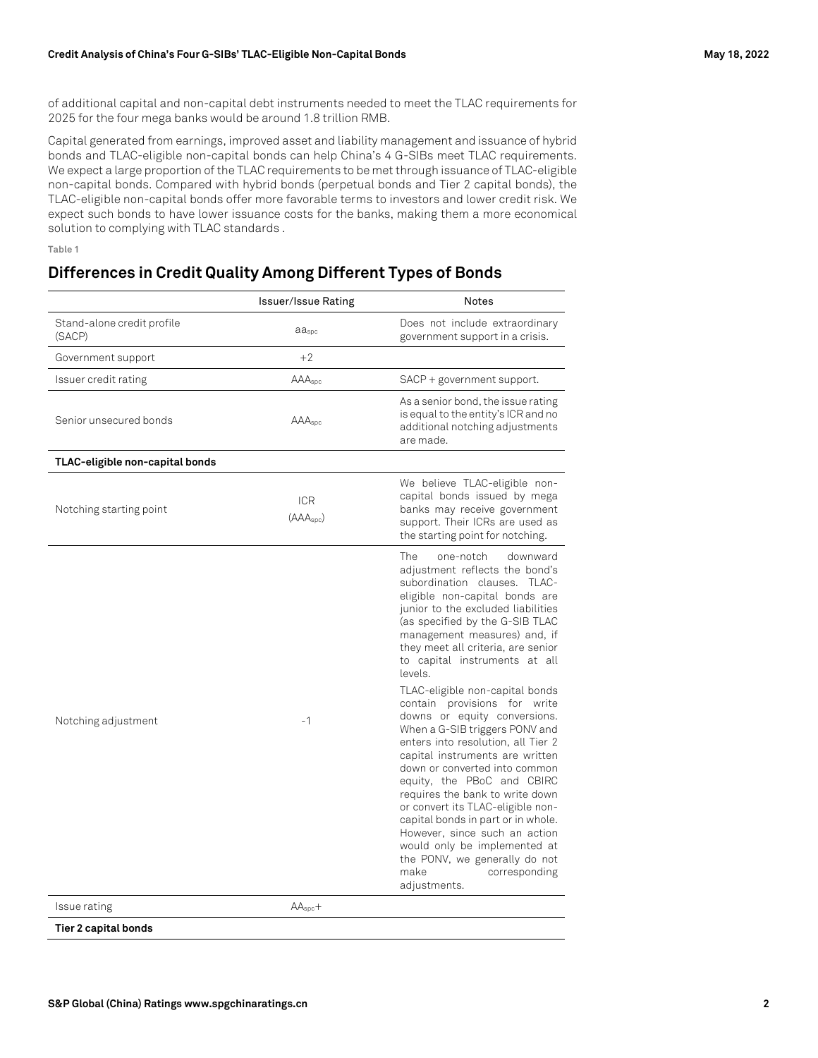of additional capital and non-capital debt instruments needed to meet the TLAC requirements for 2025 for the four mega banks would be around 1.8 trillion RMB.

Capital generated from earnings, improved asset and liability management and issuance of hybrid bonds and TLAC-eligible non-capital bonds can help China's 4 G-SIBs meet TLAC requirements. We expect a large proportion of the TLAC requirements to be met through issuance of TLAC-eligible non-capital bonds. Compared with hybrid bonds (perpetual bonds and Tier 2 capital bonds), the TLAC-eligible non-capital bonds offer more favorable terms to investors and lower credit risk. We expect such bonds to have lower issuance costs for the banks, making them a more economical solution to complying with TLAC standards .

Table 1

## Differences in Credit Quality Among Different Types of Bonds

| | Issuer/Issue Rating | Notes |
|---|---|---|
| Stand-alone credit profile (SACP) | $aa_{spc}$ | Does not include extraordinary government support in a crisis. |
| Government support | +2 | |
| Issuer credit rating | $AAA_{spc}$ | SACP + government support. |
| Senior unsecured bonds | $AAA_{spc}$ | As a senior bond, the issue rating is equal to the entity's ICR and no additional notching adjustments are made. |
| **TLAC-eligible non-capital bonds** | | |
| Notching starting point | ICR ($AAA_{spc}$) | We believe TLAC-eligible non-capital bonds issued by mega banks may receive government support. Their ICRs are used as the starting point for notching. |
| Notching adjustment | -1 | The one-notch downward adjustment reflects the bond's subordination clauses. TLAC-eligible non-capital bonds are junior to the excluded liabilities (as specified by the G-SIB TLAC management measures) and, if they meet all criteria, are senior to capital instruments at all levels. TLAC-eligible non-capital bonds contain provisions for write downs or equity conversions. When a G-SIB triggers PONV and enters into resolution, all Tier 2 capital instruments are written down or converted into common equity, the PBoC and CBIRC requires the bank to write down or convert its TLAC-eligible non-capital bonds in part or in whole. However, since such an action would only be implemented at the PONV, we generally do not make corresponding adjustments. |
| Issue rating | $AA_{spc}+$ | |
| **Tier 2 capital bonds** | | |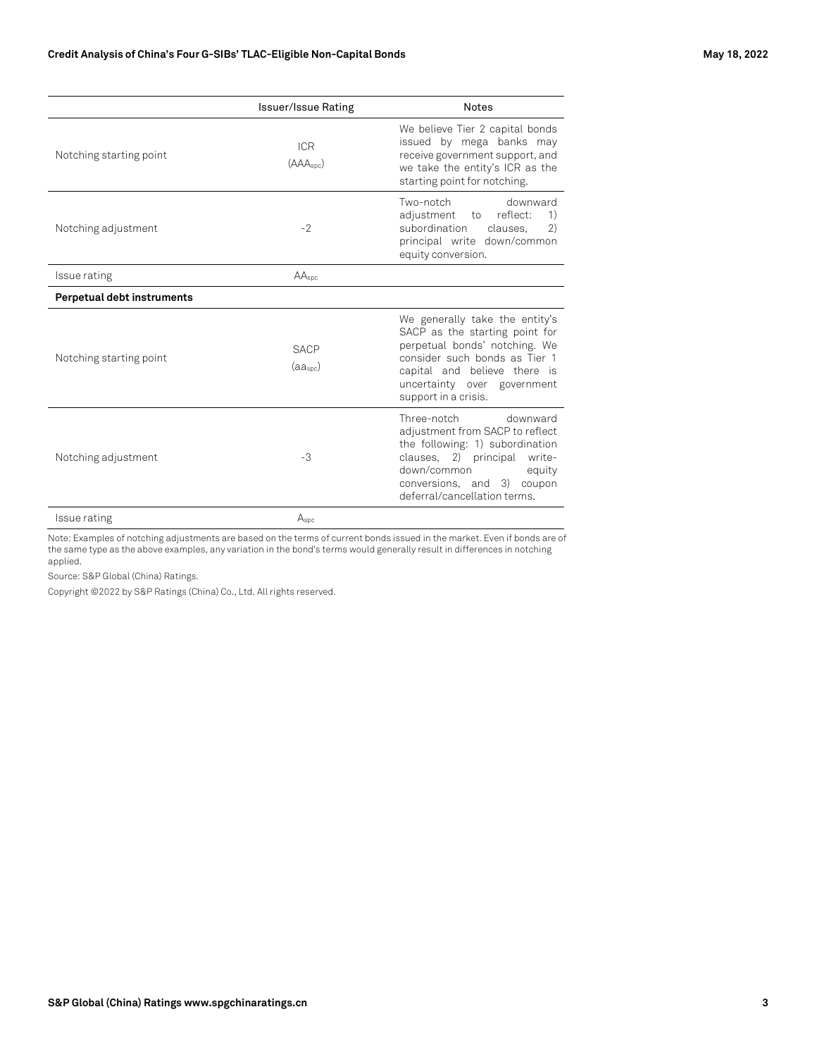| | Issuer/Issue Rating | Notes |
|---|---|---|
| Notching starting point | ICR ($AAA_{spc}$) | We believe Tier 2 capital bonds issued by mega banks may receive government support, and we take the entity's ICR as the starting point for notching. |
| Notching adjustment | -2 | Two-notch downward adjustment to reflect: 1) subordination clauses, 2) principal write down/common equity conversion. |
| Issue rating | $AA_{spc}$ | |
| **Perpetual debt instruments** | | |
| Notching starting point | SACP ($aa_{spc}$) | We generally take the entity's SACP as the starting point for perpetual bonds' notching. We consider such bonds as Tier 1 capital and believe there is uncertainty over government support in a crisis. |
| Notching adjustment | -3 | Three-notch downward adjustment from SACP to reflect the following: 1) subordination clauses, 2) principal write-down/common equity conversions, and 3) coupon deferral/cancellation terms. |
| Issue rating | $A_{spc}$ | |

Note: Examples of notching adjustments are based on the terms of current bonds issued in the market. Even if bonds are of the same type as the above examples, any variation in the bond's terms would generally result in differences in notching applied.

Source: S&P Global (China) Ratings.

Copyright ©2022 by S&P Ratings (China) Co., Ltd. All rights reserved.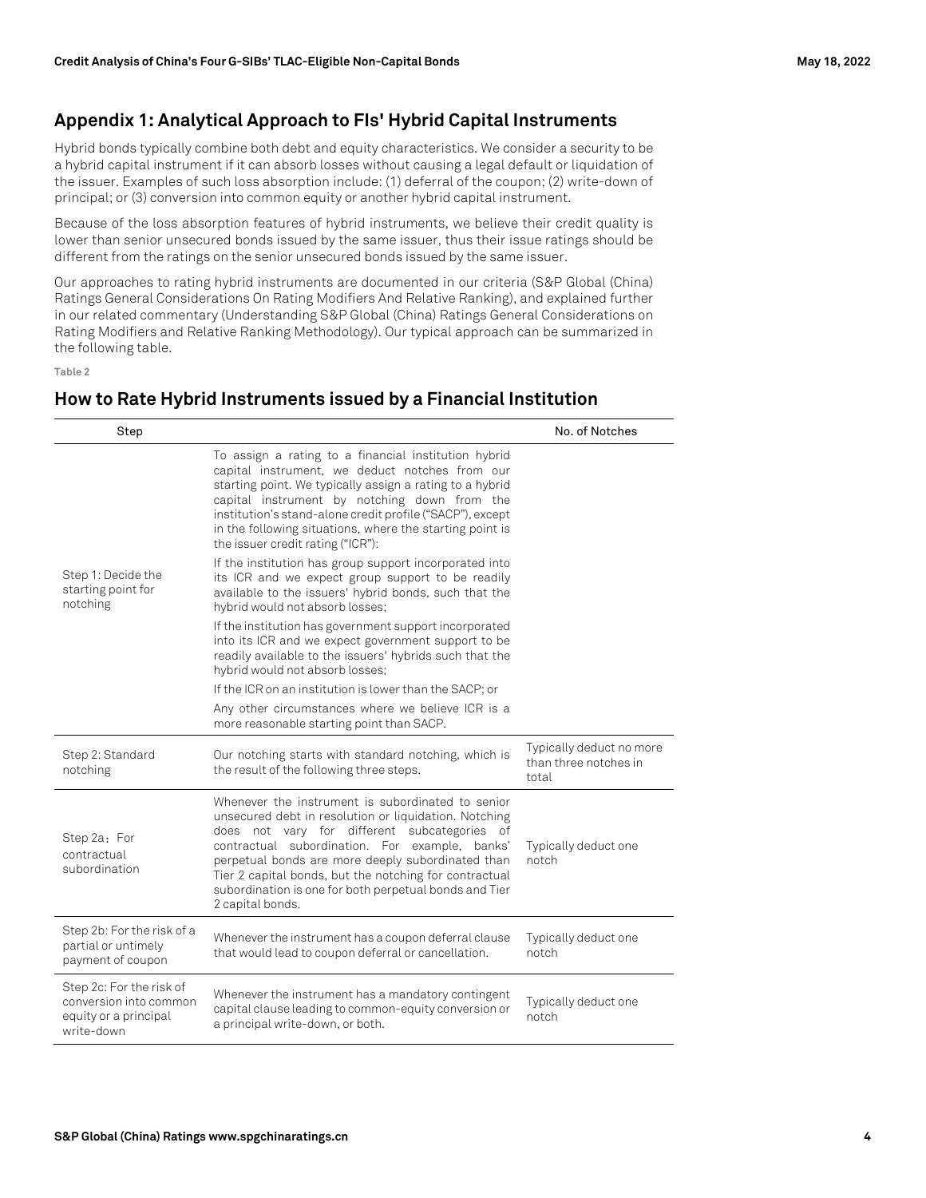## Appendix 1: Analytical Approach to FIs' Hybrid Capital Instruments

Hybrid bonds typically combine both debt and equity characteristics. We consider a security to be a hybrid capital instrument if it can absorb losses without causing a legal default or liquidation of the issuer. Examples of such loss absorption include: (1) deferral of the coupon; (2) write-down of principal; or (3) conversion into common equity or another hybrid capital instrument.

Because of the loss absorption features of hybrid instruments, we believe their credit quality is lower than senior unsecured bonds issued by the same issuer, thus their issue ratings should be different from the ratings on the senior unsecured bonds issued by the same issuer.

Our approaches to rating hybrid instruments are documented in our criteria (S&P Global (China) Ratings General Considerations On Rating Modifiers And Relative Ranking), and explained further in our related commentary (Understanding S&P Global (China) Ratings General Considerations on Rating Modifiers and Relative Ranking Methodology). Our typical approach can be summarized in the following table.

Table 2

### How to Rate Hybrid Instruments issued by a Financial Institution

| Step | | No. of Notches |
|---|---|---|
| Step 1: Decide the starting point for notching | To assign a rating to a financial institution hybrid capital instrument, we deduct notches from our starting point. We typically assign a rating to a hybrid capital instrument by notching down from the institution's stand-alone credit profile ("SACP"), except in the following situations, where the starting point is the issuer credit rating ("ICR"):<br>If the institution has group support incorporated into its ICR and we expect group support to be readily available to the issuers' hybrid bonds, such that the hybrid would not absorb losses;<br>If the institution has government support incorporated into its ICR and we expect government support to be readily available to the issuers' hybrids such that the hybrid would not absorb losses;<br>If the ICR on an institution is lower than the SACP; or<br>Any other circumstances where we believe ICR is a more reasonable starting point than SACP. | |
| Step 2: Standard notching | Our notching starts with standard notching, which is the result of the following three steps. | Typically deduct no more than three notches in total |
| Step 2a：For contractual subordination | Whenever the instrument is subordinated to senior unsecured debt in resolution or liquidation. Notching does not vary for different subcategories of contractual subordination. For example, banks' perpetual bonds are more deeply subordinated than Tier 2 capital bonds, but the notching for contractual subordination is one for both perpetual bonds and Tier 2 capital bonds. | Typically deduct one notch |
| Step 2b: For the risk of a partial or untimely payment of coupon | Whenever the instrument has a coupon deferral clause that would lead to coupon deferral or cancellation. | Typically deduct one notch |
| Step 2c: For the risk of conversion into common equity or a principal write-down | Whenever the instrument has a mandatory contingent capital clause leading to common-equity conversion or a principal write-down, or both. | Typically deduct one notch |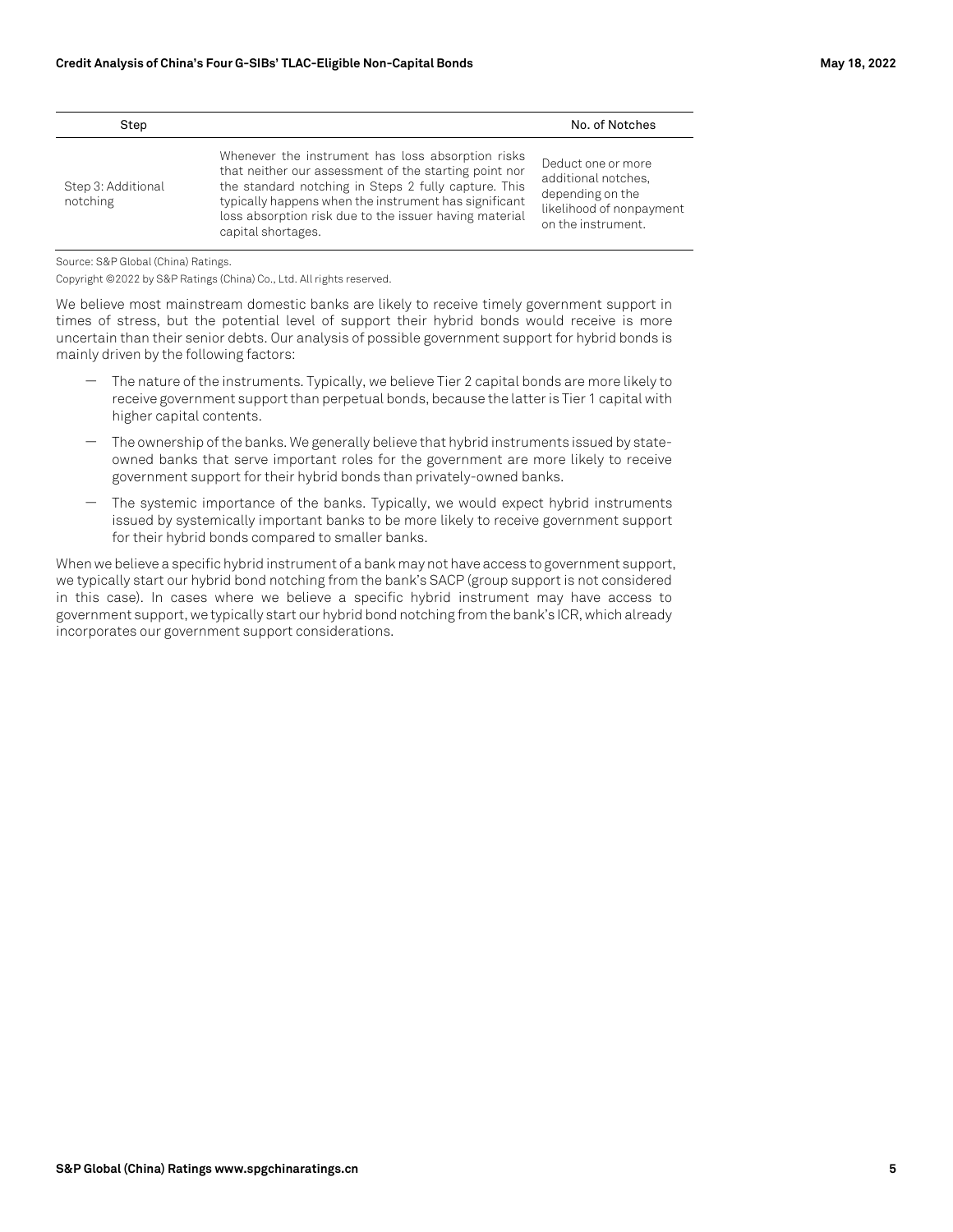| Step | | No. of Notches |
|---|---|---|
| Step 3: Additional notching | Whenever the instrument has loss absorption risks that neither our assessment of the starting point nor the standard notching in Steps 2 fully capture. This typically happens when the instrument has significant loss absorption risk due to the issuer having material capital shortages. | Deduct one or more additional notches, depending on the likelihood of nonpayment on the instrument. |

Source: S&P Global (China) Ratings.

Copyright ©2022 by S&P Ratings (China) Co., Ltd. All rights reserved.

We believe most mainstream domestic banks are likely to receive timely government support in times of stress, but the potential level of support their hybrid bonds would receive is more uncertain than their senior debts. Our analysis of possible government support for hybrid bonds is mainly driven by the following factors:

- The nature of the instruments. Typically, we believe Tier 2 capital bonds are more likely to receive government support than perpetual bonds, because the latter is Tier 1 capital with higher capital contents.
- The ownership of the banks. We generally believe that hybrid instruments issued by state-owned banks that serve important roles for the government are more likely to receive government support for their hybrid bonds than privately-owned banks.
- The systemic importance of the banks. Typically, we would expect hybrid instruments issued by systemically important banks to be more likely to receive government support for their hybrid bonds compared to smaller banks.

When we believe a specific hybrid instrument of a bank may not have access to government support, we typically start our hybrid bond notching from the bank's SACP (group support is not considered in this case). In cases where we believe a specific hybrid instrument may have access to government support, we typically start our hybrid bond notching from the bank's ICR, which already incorporates our government support considerations.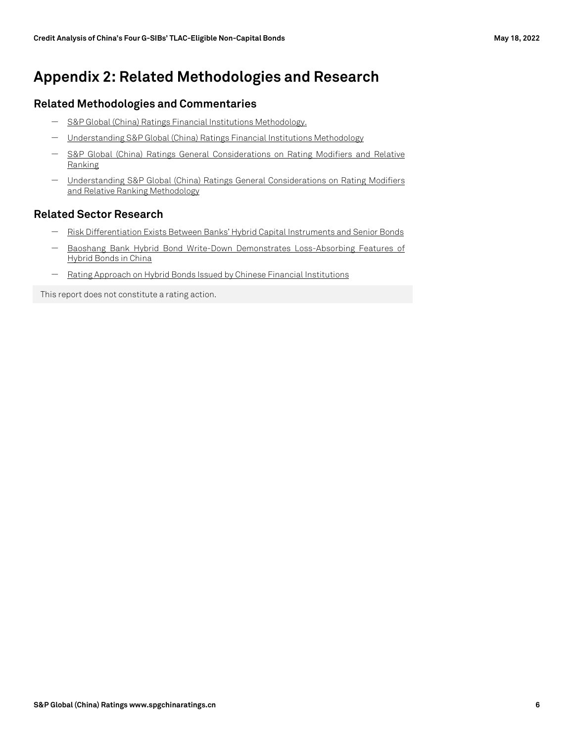# Appendix 2: Related Methodologies and Research

## Related Methodologies and Commentaries

- S&P Global (China) Ratings Financial Institutions Methodology.
- Understanding S&P Global (China) Ratings Financial Institutions Methodology
- S&P Global (China) Ratings General Considerations on Rating Modifiers and Relative Ranking
- Understanding S&P Global (China) Ratings General Considerations on Rating Modifiers and Relative Ranking Methodology

## Related Sector Research

- Risk Differentiation Exists Between Banks' Hybrid Capital Instruments and Senior Bonds
- Baoshang Bank Hybrid Bond Write-Down Demonstrates Loss-Absorbing Features of Hybrid Bonds in China
- Rating Approach on Hybrid Bonds Issued by Chinese Financial Institutions

This report does not constitute a rating action.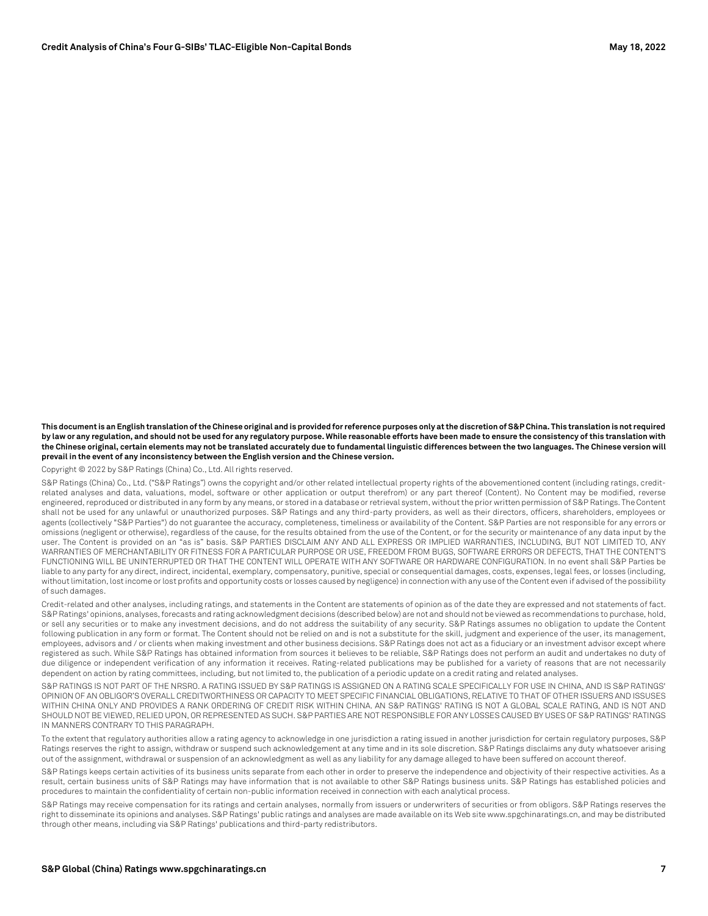**This document is an English translation of the Chinese original and is provided for reference purposes only at the discretion of S&P China. This translation is not required by law or any regulation, and should not be used for any regulatory purpose. While reasonable efforts have been made to ensure the consistency of this translation with the Chinese original, certain elements may not be translated accurately due to fundamental linguistic differences between the two languages. The Chinese version will prevail in the event of any inconsistency between the English version and the Chinese version.**

Copyright © 2022 by S&P Ratings (China) Co., Ltd. All rights reserved.

S&P Ratings (China) Co., Ltd. ("S&P Ratings") owns the copyright and/or other related intellectual property rights of the abovementioned content (including ratings, credit-related analyses and data, valuations, model, software or other application or output therefrom) or any part thereof (Content). No Content may be modified, reverse engineered, reproduced or distributed in any form by any means, or stored in a database or retrieval system, without the prior written permission of S&P Ratings. The Content shall not be used for any unlawful or unauthorized purposes. S&P Ratings and any third-party providers, as well as their directors, officers, shareholders, employees or agents (collectively "S&P Parties") do not guarantee the accuracy, completeness, timeliness or availability of the Content. S&P Parties are not responsible for any errors or omissions (negligent or otherwise), regardless of the cause, for the results obtained from the use of the Content, or for the security or maintenance of any data input by the user. The Content is provided on an "as is" basis. S&P PARTIES DISCLAIM ANY AND ALL EXPRESS OR IMPLIED WARRANTIES, INCLUDING, BUT NOT LIMITED TO, ANY WARRANTIES OF MERCHANTABILITY OR FITNESS FOR A PARTICULAR PURPOSE OR USE, FREEDOM FROM BUGS, SOFTWARE ERRORS OR DEFECTS, THAT THE CONTENT'S FUNCTIONING WILL BE UNINTERRUPTED OR THAT THE CONTENT WILL OPERATE WITH ANY SOFTWARE OR HARDWARE CONFIGURATION. In no event shall S&P Parties be liable to any party for any direct, indirect, incidental, exemplary, compensatory, punitive, special or consequential damages, costs, expenses, legal fees, or losses (including, without limitation, lost income or lost profits and opportunity costs or losses caused by negligence) in connection with any use of the Content even if advised of the possibility of such damages.

Credit-related and other analyses, including ratings, and statements in the Content are statements of opinion as of the date they are expressed and not statements of fact. S&P Ratings' opinions, analyses, forecasts and rating acknowledgment decisions (described below) are not and should not be viewed as recommendations to purchase, hold, or sell any securities or to make any investment decisions, and do not address the suitability of any security. S&P Ratings assumes no obligation to update the Content following publication in any form or format. The Content should not be relied on and is not a substitute for the skill, judgment and experience of the user, its management, employees, advisors and / or clients when making investment and other business decisions. S&P Ratings does not act as a fiduciary or an investment advisor except where registered as such. While S&P Ratings has obtained information from sources it believes to be reliable, S&P Ratings does not perform an audit and undertakes no duty of due diligence or independent verification of any information it receives. Rating-related publications may be published for a variety of reasons that are not necessarily dependent on action by rating committees, including, but not limited to, the publication of a periodic update on a credit rating and related analyses.

S&P RATINGS IS NOT PART OF THE NRSRO. A RATING ISSUED BY S&P RATINGS IS ASSIGNED ON A RATING SCALE SPECIFICALLY FOR USE IN CHINA, AND IS S&P RATINGS' OPINION OF AN OBLIGOR'S OVERALL CREDITWORTHINESS OR CAPACITY TO MEET SPECIFIC FINANCIAL OBLIGATIONS, RELATIVE TO THAT OF OTHER ISSUERS AND ISSUES WITHIN CHINA ONLY AND PROVIDES A RANK ORDERING OF CREDIT RISK WITHIN CHINA. AN S&P RATINGS' RATING IS NOT A GLOBAL SCALE RATING, AND IS NOT AND SHOULD NOT BE VIEWED, RELIED UPON, OR REPRESENTED AS SUCH. S&P PARTIES ARE NOT RESPONSIBLE FOR ANY LOSSES CAUSED BY USES OF S&P RATINGS' RATINGS IN MANNERS CONTRARY TO THIS PARAGRAPH.

To the extent that regulatory authorities allow a rating agency to acknowledge in one jurisdiction a rating issued in another jurisdiction for certain regulatory purposes, S&P Ratings reserves the right to assign, withdraw or suspend such acknowledgement at any time and in its sole discretion. S&P Ratings disclaims any duty whatsoever arising out of the assignment, withdrawal or suspension of an acknowledgment as well as any liability for any damage alleged to have been suffered on account thereof.

S&P Ratings keeps certain activities of its business units separate from each other in order to preserve the independence and objectivity of their respective activities. As a result, certain business units of S&P Ratings may have information that is not available to other S&P Ratings business units. S&P Ratings has established policies and procedures to maintain the confidentiality of certain non-public information received in connection with each analytical process.

S&P Ratings may receive compensation for its ratings and certain analyses, normally from issuers or underwriters of securities or from obligors. S&P Ratings reserves the right to disseminate its opinions and analyses. S&P Ratings' public ratings and analyses are made available on its Web site www.spgchinaratings.cn, and may be distributed through other means, including via S&P Ratings' publications and third-party redistributors.